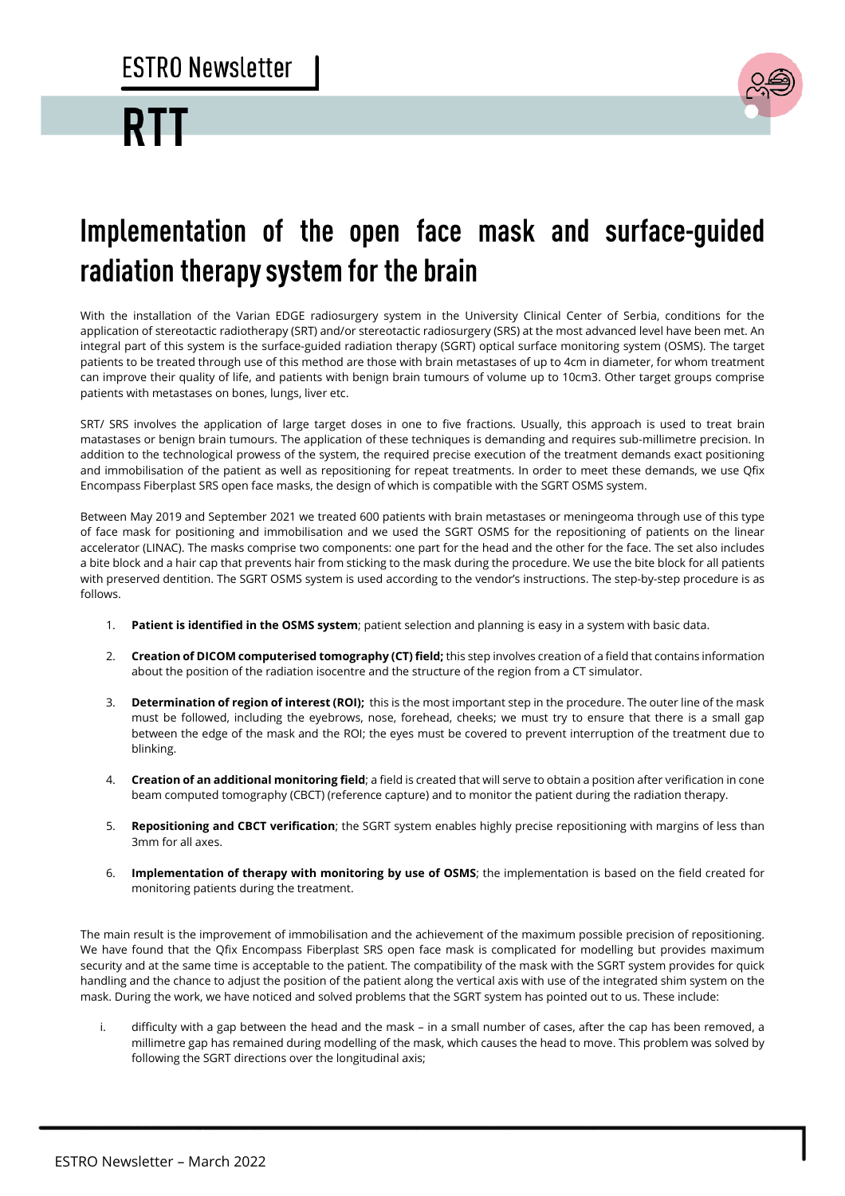# Implementation of the open face mask and surface-guided radiation therapy system for the brain

With the installation of the Varian EDGE radiosurgery system in the University Clinical Center of Serbia, conditions for the application of stereotactic radiotherapy (SRT) and/or stereotactic radiosurgery (SRS) at the most advanced level have been met. An integral part of this system is the surface-guided radiation therapy (SGRT) optical surface monitoring system (OSMS). The target patients to be treated through use of this method are those with brain metastases of up to 4cm in diameter, for whom treatment can improve their quality of life, and patients with benign brain tumours of volume up to 10cm3. Other target groups comprise patients with metastases on bones, lungs, liver etc.

SRT/ SRS involves the application of large target doses in one to five fractions. Usually, this approach is used to treat brain matastases or benign brain tumours. The application of these techniques is demanding and requires sub-millimetre precision. In addition to the technological prowess of the system, the required precise execution of the treatment demands exact positioning and immobilisation of the patient as well as repositioning for repeat treatments. In order to meet these demands, we use Qfix Encompass Fiberplast SRS open face masks, the design of which is compatible with the SGRT OSMS system.

Between May 2019 and September 2021 we treated 600 patients with brain metastases or meningeoma through use of this type of face mask for positioning and immobilisation and we used the SGRT OSMS for the repositioning of patients on the linear accelerator (LINAC). The masks comprise two components: one part for the head and the other for the face. The set also includes a bite block and a hair cap that prevents hair from sticking to the mask during the procedure. We use the bite block for all patients with preserved dentition. The SGRT OSMS system is used according to the vendor's instructions. The step-by-step procedure is as follows.

1. **Patient is identified in the OSMS system**; patient selection and planning is easy in a system with basic data.
2. **Creation of DICOM computerised tomography (CT) field;** this step involves creation of a field that contains information about the position of the radiation isocentre and the structure of the region from a CT simulator.
3. **Determination of region of interest (ROI);** this is the most important step in the procedure. The outer line of the mask must be followed, including the eyebrows, nose, forehead, cheeks; we must try to ensure that there is a small gap between the edge of the mask and the ROI; the eyes must be covered to prevent interruption of the treatment due to blinking.
4. **Creation of an additional monitoring field**; a field is created that will serve to obtain a position after verification in cone beam computed tomography (CBCT) (reference capture) and to monitor the patient during the radiation therapy.
5. **Repositioning and CBCT verification**; the SGRT system enables highly precise repositioning with margins of less than 3mm for all axes.
6. **Implementation of therapy with monitoring by use of OSMS**; the implementation is based on the field created for monitoring patients during the treatment.

The main result is the improvement of immobilisation and the achievement of the maximum possible precision of repositioning. We have found that the Qfix Encompass Fiberplast SRS open face mask is complicated for modelling but provides maximum security and at the same time is acceptable to the patient. The compatibility of the mask with the SGRT system provides for quick handling and the chance to adjust the position of the patient along the vertical axis with use of the integrated shim system on the mask. During the work, we have noticed and solved problems that the SGRT system has pointed out to us. These include:

i. difficulty with a gap between the head and the mask – in a small number of cases, after the cap has been removed, a millimetre gap has remained during modelling of the mask, which causes the head to move. This problem was solved by following the SGRT directions over the longitudinal axis;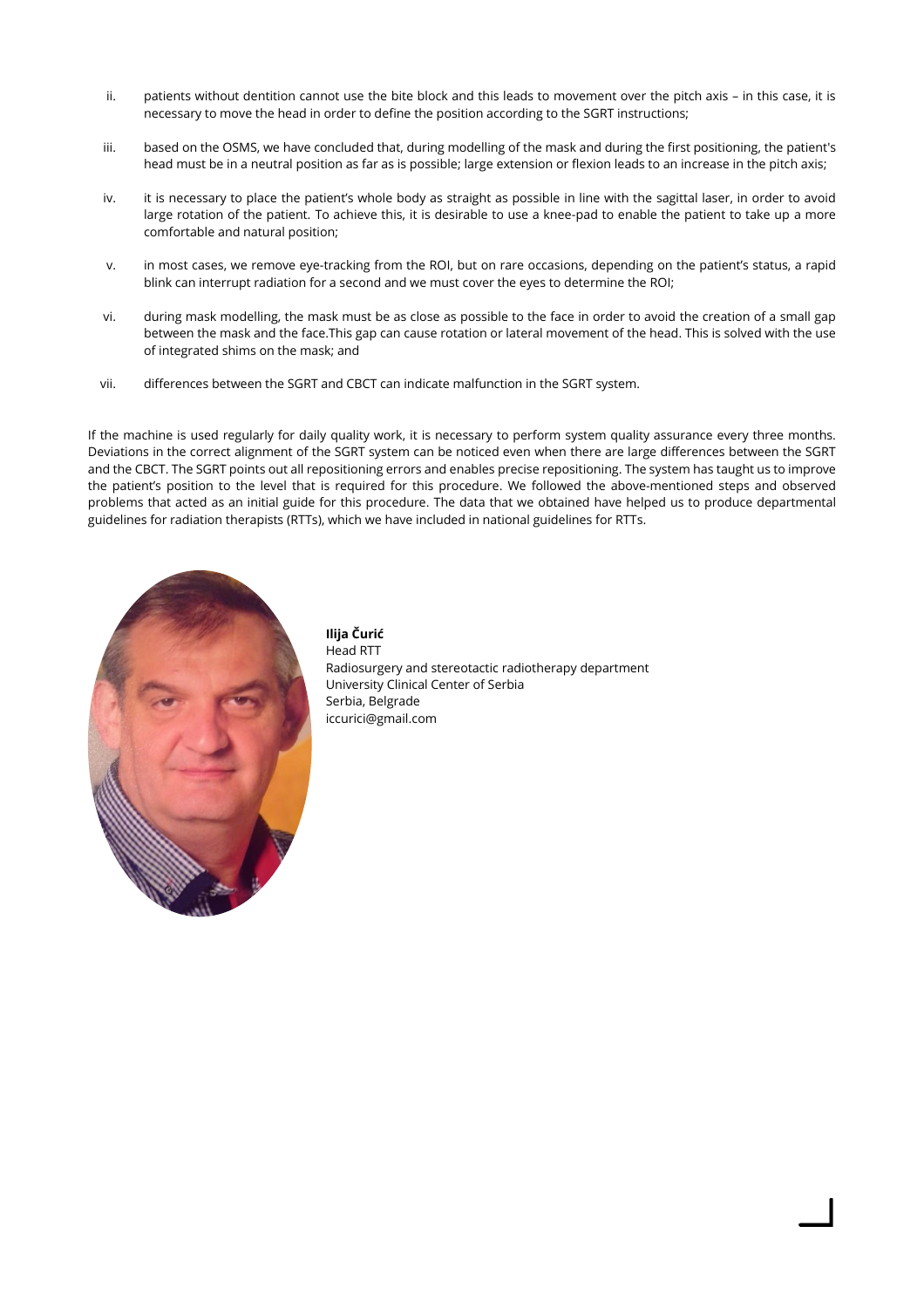ii. patients without dentition cannot use the bite block and this leads to movement over the pitch axis – in this case, it is necessary to move the head in order to define the position according to the SGRT instructions;

iii. based on the OSMS, we have concluded that, during modelling of the mask and during the first positioning, the patient's head must be in a neutral position as far as is possible; large extension or flexion leads to an increase in the pitch axis;

iv. it is necessary to place the patient's whole body as straight as possible in line with the sagittal laser, in order to avoid large rotation of the patient. To achieve this, it is desirable to use a knee-pad to enable the patient to take up a more comfortable and natural position;

v. in most cases, we remove eye-tracking from the ROI, but on rare occasions, depending on the patient's status, a rapid blink can interrupt radiation for a second and we must cover the eyes to determine the ROI;

vi. during mask modelling, the mask must be as close as possible to the face in order to avoid the creation of a small gap between the mask and the face.This gap can cause rotation or lateral movement of the head. This is solved with the use of integrated shims on the mask; and

vii. differences between the SGRT and CBCT can indicate malfunction in the SGRT system.

If the machine is used regularly for daily quality work, it is necessary to perform system quality assurance every three months. Deviations in the correct alignment of the SGRT system can be noticed even when there are large differences between the SGRT and the CBCT. The SGRT points out all repositioning errors and enables precise repositioning. The system has taught us to improve the patient's position to the level that is required for this procedure. We followed the above-mentioned steps and observed problems that acted as an initial guide for this procedure. The data that we obtained have helped us to produce departmental guidelines for radiation therapists (RTTs), which we have included in national guidelines for RTTs.

**Ilija Čurić**
Head RTT
Radiosurgery and stereotactic radiotherapy department
University Clinical Center of Serbia
Serbia, Belgrade
iccurici@gmail.com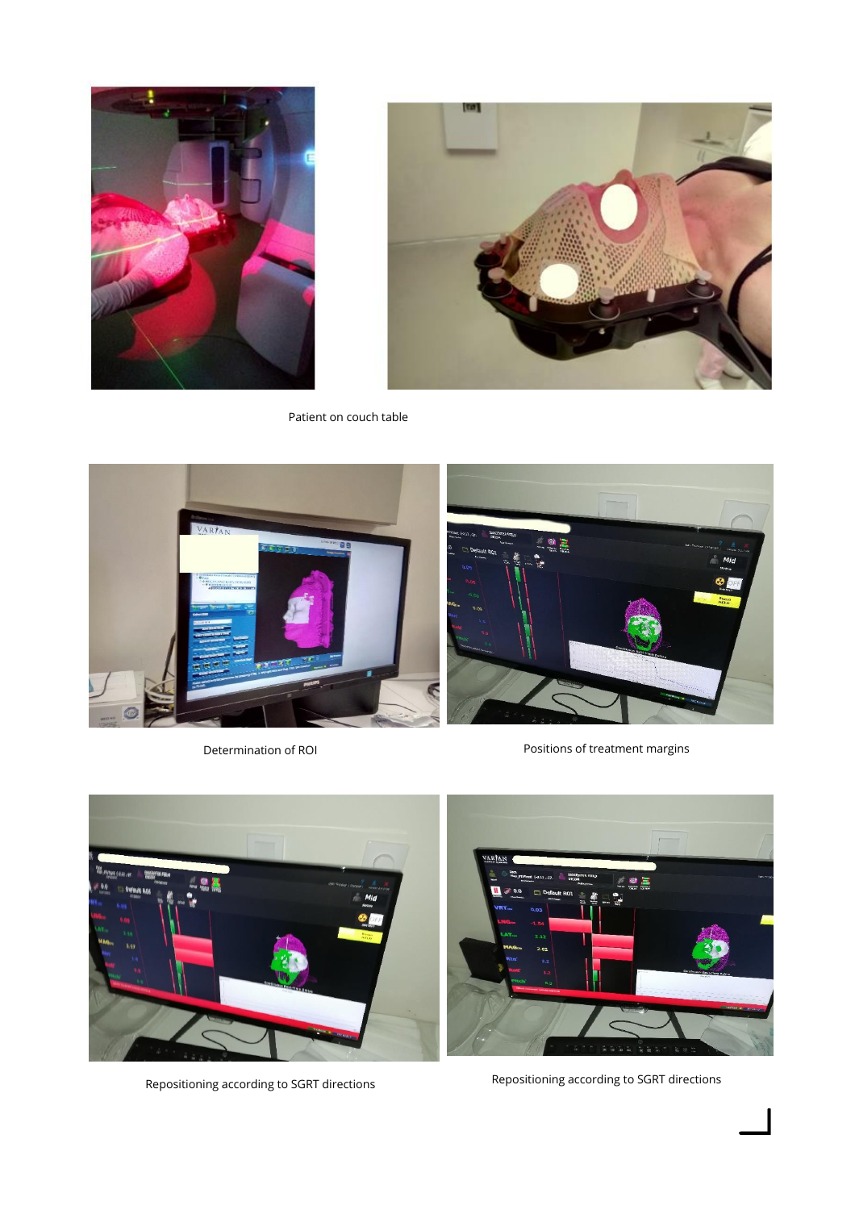Patient on couch table

Determination of ROI

Positions of treatment margins

Repositioning according to SGRT directions

Repositioning according to SGRT directions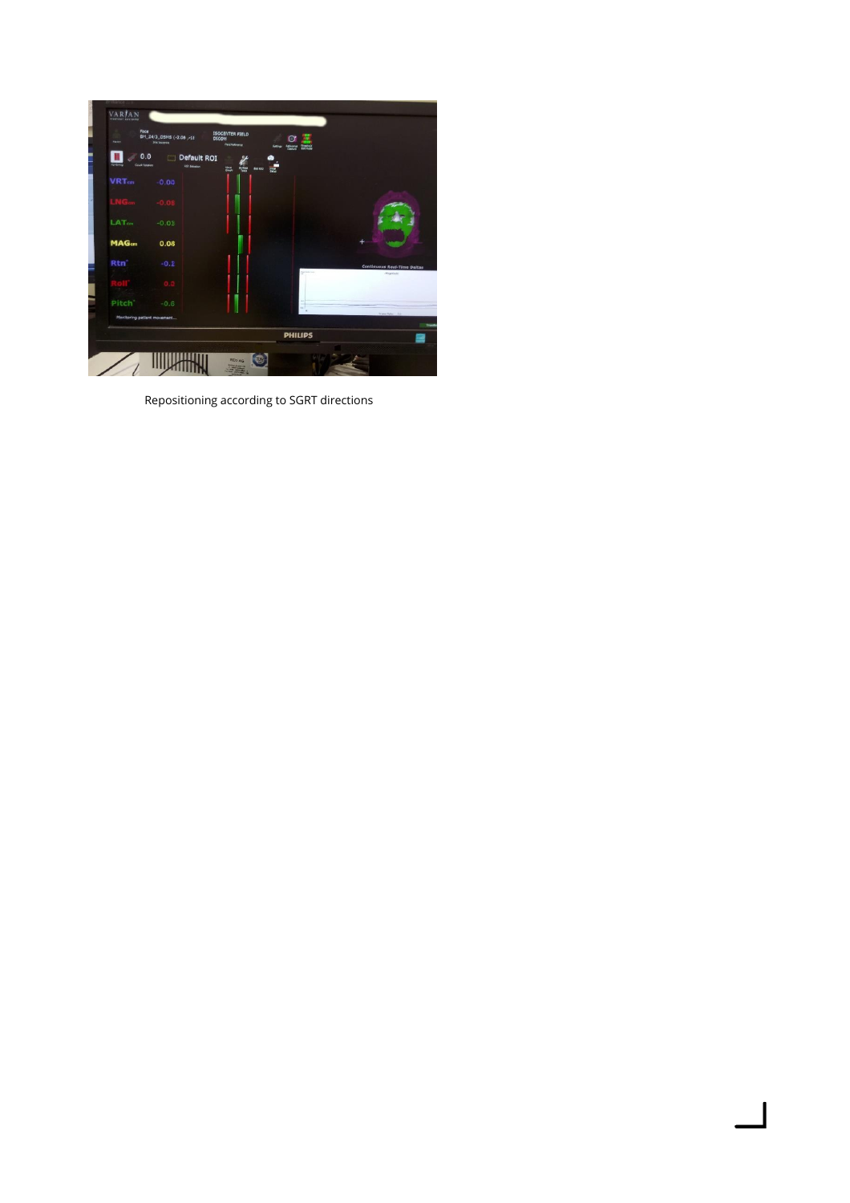Repositioning according to SGRT directions